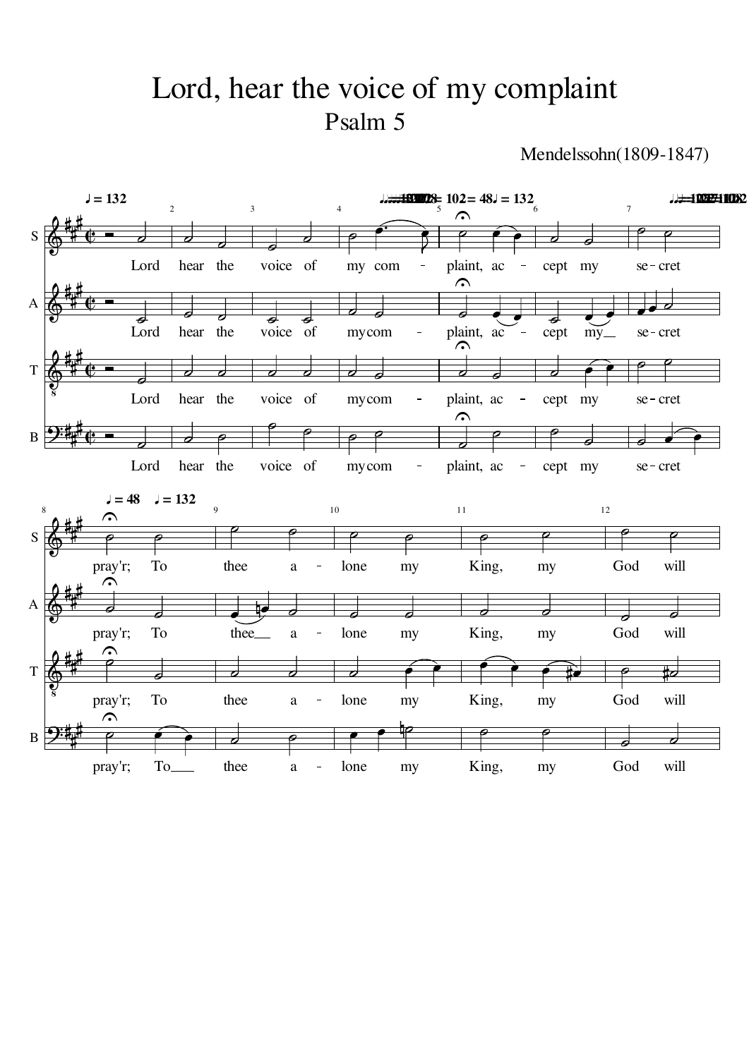# Lord, hear the voice of my complaint

## Psalm 5

Mendelssohn(1809-1847)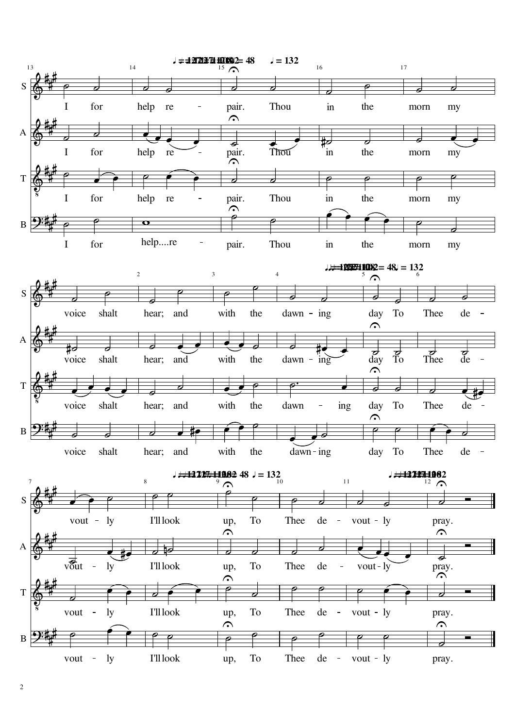I for help re - pair. Thou in the morn my voice shalt hear; and with the dawn - ing day To Thee de - vout - ly I'll look up, To Thee de - vout - ly pray.